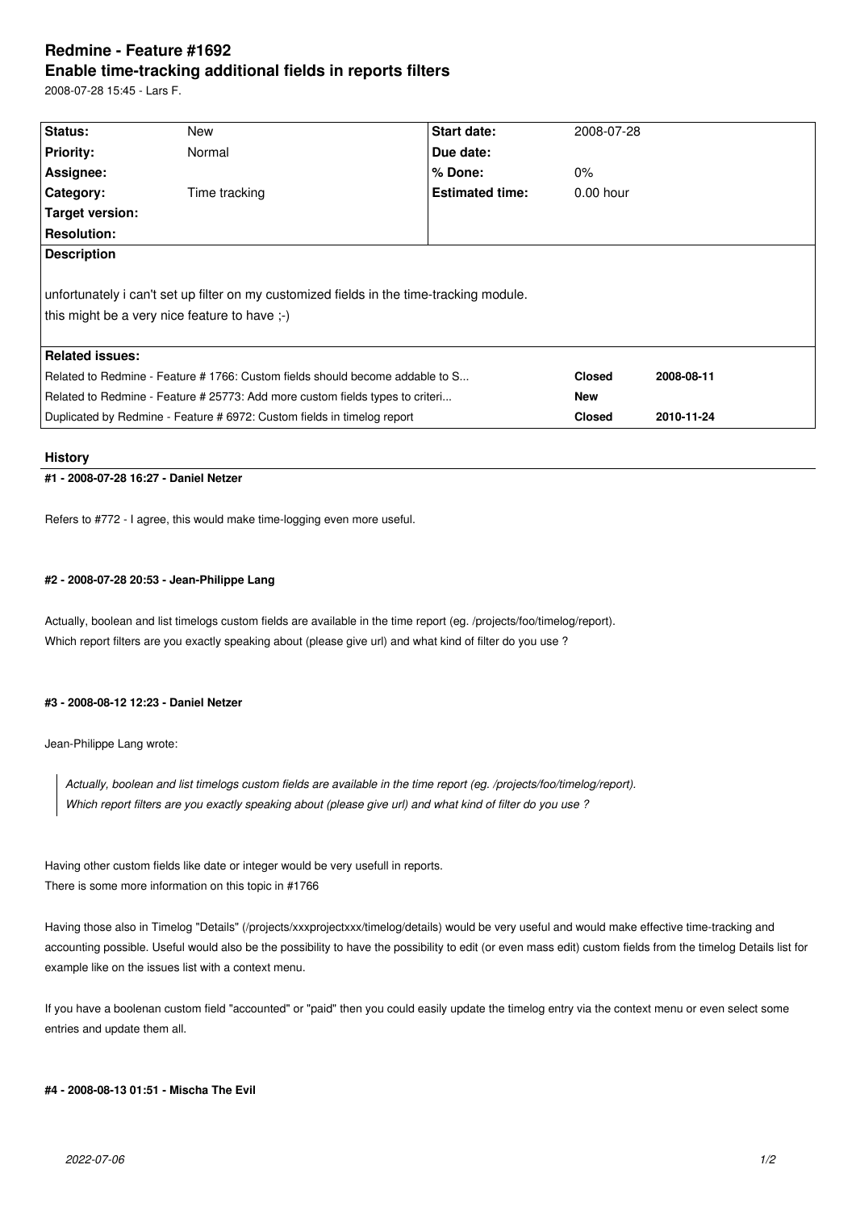# Redmine - Feature #1692

## Enable time-tracking additional fields in reports filters

2008-07-28 15:45 - Lars F.

| Status: | New | Start date: | 2008-07-28 |
|---|---|---|---|
| Priority: | Normal | Due date: | |
| Assignee: | | % Done: | 0% |
| Category: | Time tracking | Estimated time: | 0.00 hour |
| Target version: | | | |
| Resolution: | | | |

**Description**

unfortunately i can't set up filter on my customized fields in the time-tracking module.
this might be a very nice feature to have ;-)

**Related issues:**

| | | |
|---|---|---|
| Related to Redmine - Feature # 1766: Custom fields should become addable to S... | **Closed** | **2008-08-11** |
| Related to Redmine - Feature # 25773: Add more custom fields types to criteri... | **New** | |
| Duplicated by Redmine - Feature # 6972: Custom fields in timelog report | **Closed** | **2010-11-24** |

## History

#### #1 - 2008-07-28 16:27 - Daniel Netzer

Refers to #772 - I agree, this would make time-logging even more useful.

#### #2 - 2008-07-28 20:53 - Jean-Philippe Lang

Actually, boolean and list timelogs custom fields are available in the time report (eg. /projects/foo/timelog/report).
Which report filters are you exactly speaking about (please give url) and what kind of filter do you use ?

#### #3 - 2008-08-12 12:23 - Daniel Netzer

Jean-Philippe Lang wrote:

> *Actually, boolean and list timelogs custom fields are available in the time report (eg. /projects/foo/timelog/report).*
> *Which report filters are you exactly speaking about (please give url) and what kind of filter do you use ?*

Having other custom fields like date or integer would be very usefull in reports.
There is some more information on this topic in #1766

Having those also in Timelog "Details" (/projects/xxxprojectxxx/timelog/details) would be very useful and would make effective time-tracking and accounting possible. Useful would also be the possibility to have the possibility to edit (or even mass edit) custom fields from the timelog Details list for example like on the issues list with a context menu.

If you have a boolenan custom field "accounted" or "paid" then you could easily update the timelog entry via the context menu or even select some entries and update them all.

#### #4 - 2008-08-13 01:51 - Mischa The Evil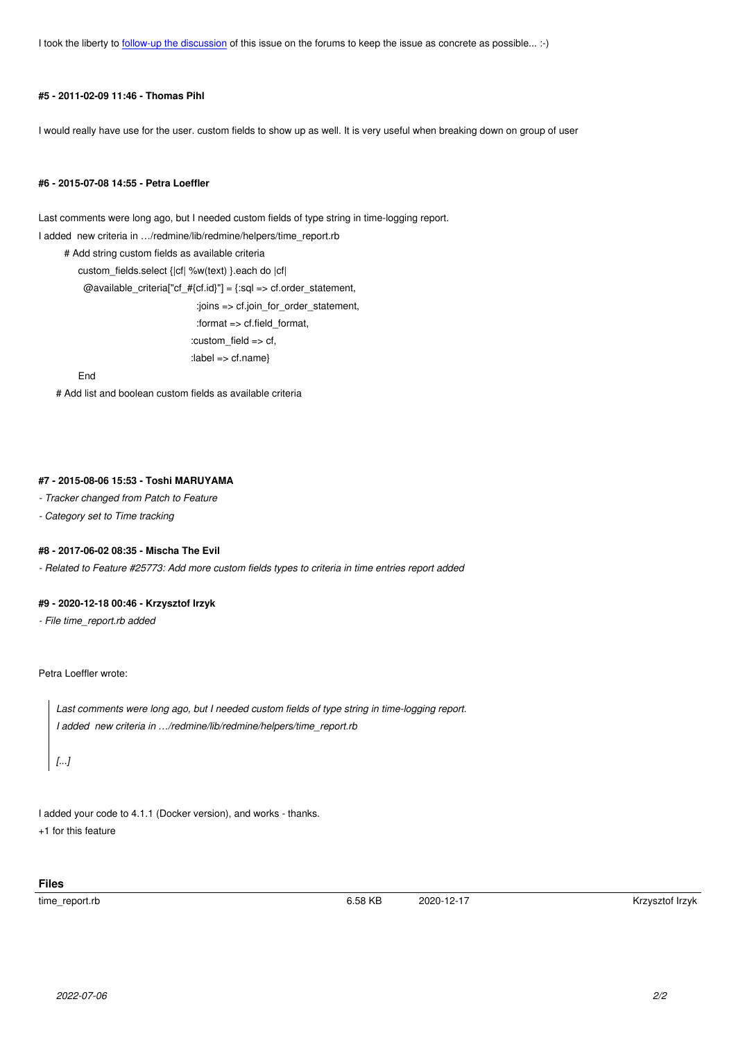I took the liberty to follow-up the discussion of this issue on the forums to keep the issue as concrete as possible... :-)

#### #5 - 2011-02-09 11:46 - Thomas Pihl

I would really have use for the user. custom fields to show up as well. It is very useful when breaking down on group of user

#### #6 - 2015-07-08 14:55 - Petra Loeffler

Last comments were long ago, but I needed custom fields of type string in time-logging report.

I added new criteria in …/redmine/lib/redmine/helpers/time_report.rb

```
    # Add string custom fields as available criteria
      custom_fields.select {|cf| %w(text) }.each do |cf|
        @available_criteria["cf_#{cf.id}"] = {:sql => cf.order_statement,
                                       :joins => cf.join_for_order_statement,
                                       :format => cf.field_format,
                                      :custom_field => cf,
                                      :label => cf.name}
      End
  # Add list and boolean custom fields as available criteria
```

#### #7 - 2015-08-06 15:53 - Toshi MARUYAMA

- *Tracker changed from Patch to Feature*
- *Category set to Time tracking*

#### #8 - 2017-06-02 08:35 - Mischa The Evil

- *Related to Feature #25773: Add more custom fields types to criteria in time entries report added*

#### #9 - 2020-12-18 00:46 - Krzysztof Irzyk

- *File time_report.rb added*

Petra Loeffler wrote:

> *Last comments were long ago, but I needed custom fields of type string in time-logging report.*
> *I added new criteria in …/redmine/lib/redmine/helpers/time_report.rb*
>
> *[...]*

I added your code to 4.1.1 (Docker version), and works - thanks.
+1 for this feature

### Files

| | | | |
|---|---|---|---|
| time_report.rb | 6.58 KB | 2020-12-17 | Krzysztof Irzyk |